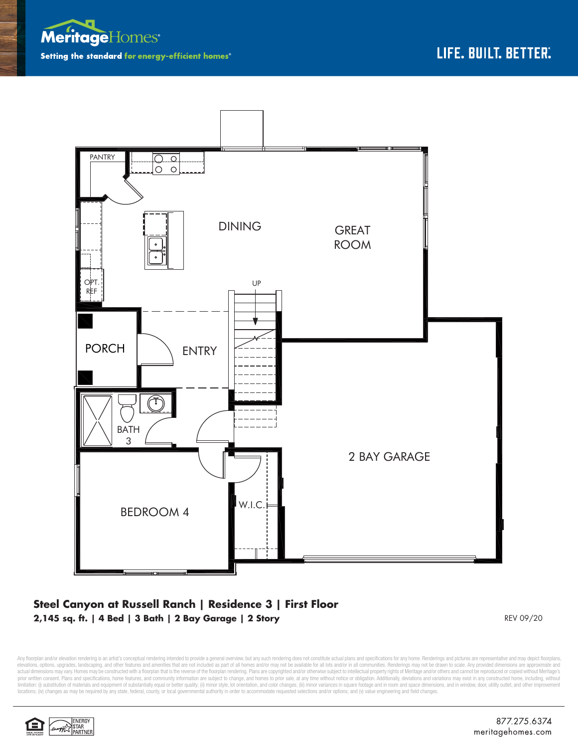Meritage Homes

Setting the standard for energy-efficient homes®

LIFE. BUILT. BETTER.®

PANTRY

DINING

GREAT ROOM

OPT. REF

UP

PORCH

ENTRY

BATH 3

2 BAY GARAGE

BEDROOM 4

W.I.C.

**Steel Canyon at Russell Ranch | Residence 3 | First Floor**

**2,145 sq. ft. | 4 Bed | 3 Bath | 2 Bay Garage | 2 Story**

REV 09/20

Any floorplan and/or elevation rendering is an artist's conceptual rendering intended to provide a general overview, but any such rendering does not constitute actual plans and specifications for any home. Renderings and pictures are representative and may depict floorplans, elevations, options, upgrades, landscaping, and other features and amenities that are not included as part of all homes and/or may not be available for all lots and/or in all communities. Renderings may not be drawn to scale. Any provided dimensions are approximate and actual dimensions may vary. Homes may be constructed with a floorplan that is the reverse of the floorplan rendering. Plans are copyrighted and/or otherwise subject to intellectual property rights of Meritage and/or others and cannot be reproduced or copied without Meritage's prior written consent. Plans and specifications, home features, and community information are subject to change, and homes to prior sale, at any time without notice or obligation. Additionally, deviations and variations may exist in any constructed home, including, without limitation: (i) substitution of materials and equipment of substantially equal or better quality; (ii) minor style, lot orientation, and color changes; (iii) minor variances in square footage and in room and space dimensions, and in window, door, utility outlet, and other improvement locations; (iv) changes as may be required by any state, federal, county, or local governmental authority in order to accommodate requested selections and/or options; and (v) value engineering and field changes.

ENERGY STAR PARTNER

877.275.6374
meritagehomes.com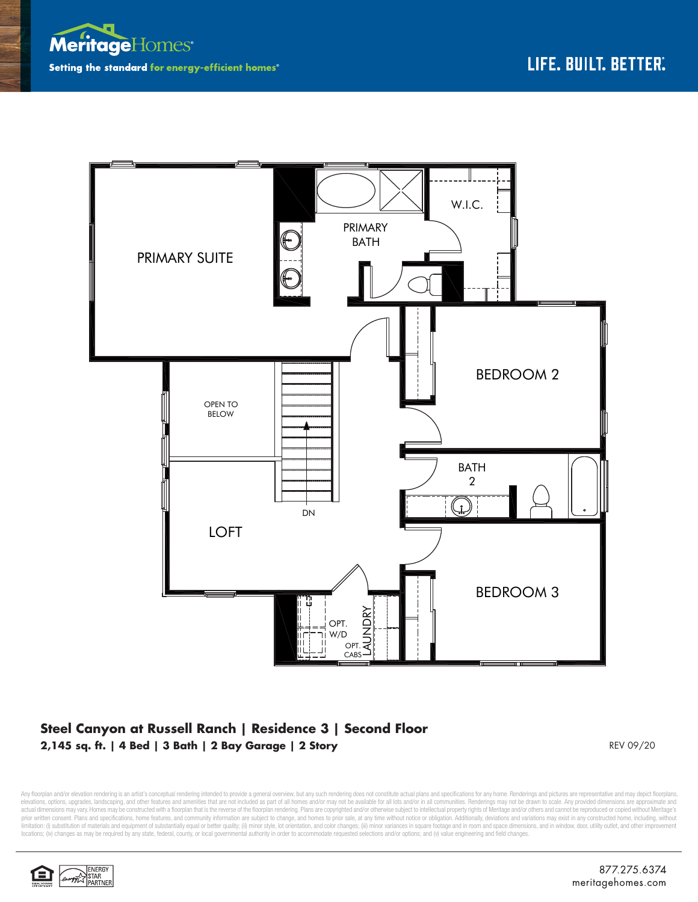Meritage Homes

Setting the standard for energy-efficient homes®

LIFE. BUILT. BETTER.®

PRIMARY SUITE

PRIMARY BATH

W.I.C.

BEDROOM 2

OPEN TO BELOW

BATH 2

DN

LOFT

BEDROOM 3

OPT. W/D

OPT. CABS

LAUNDRY

**Steel Canyon at Russell Ranch | Residence 3 | Second Floor**

**2,145 sq. ft. | 4 Bed | 3 Bath | 2 Bay Garage | 2 Story**

REV 09/20

Any floorplan and/or elevation rendering is an artist's conceptual rendering intended to provide a general overview, but any such rendering does not constitute actual plans and specifications for any home. Renderings and pictures are representative and may depict floorplans, elevations, options, upgrades, landscaping, and other features and amenities that are not included as part of all homes and/or may not be available for all lots and/or in all communities. Renderings may not be drawn to scale. Any provided dimensions are approximate and actual dimensions may vary. Homes may be constructed with a floorplan that is the reverse of the floorplan rendering. Plans are copyrighted and/or otherwise subject to intellectual property rights of Meritage and/or others and cannot be reproduced or copied without Meritage's prior written consent. Plans and specifications, home features, and community information are subject to change, and homes to prior sale, at any time without notice or obligation. Additionally, deviations and variations may exist in any constructed home, including, without limitation: (i) substitution of materials and equipment of substantially equal or better quality; (ii) minor style, lot orientation, and color changes; (iii) minor variances in square footage and in room and space dimensions, and in window, door, utility outlet, and other improvement locations; (iv) changes as may be required by any state, federal, county, or local governmental authority in order to accommodate requested selections and/or options; and (v) value engineering and field changes.

ENERGY STAR PARTNER

877.275.6374
meritagehomes.com